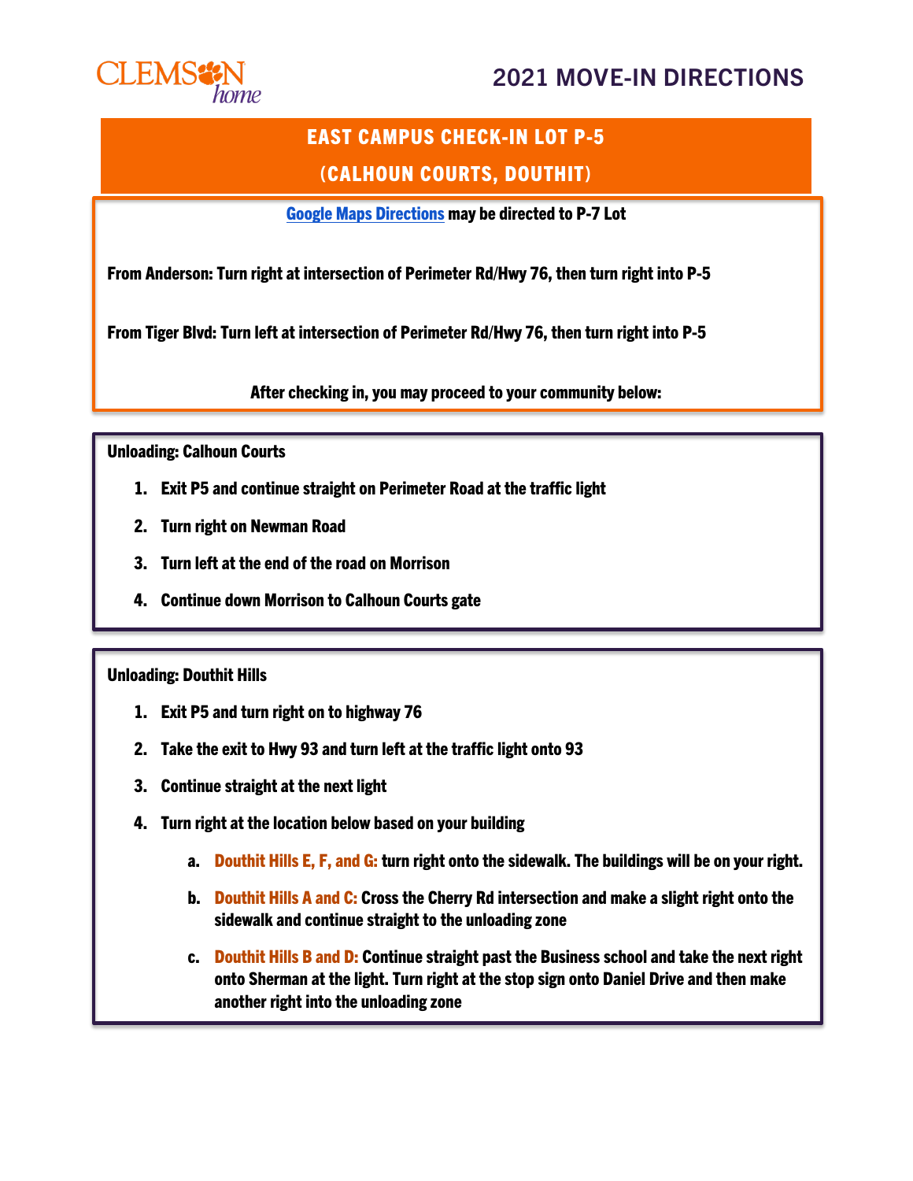CLEMSON home

# 2021 MOVE-IN DIRECTIONS

## EAST CAMPUS CHECK-IN LOT P-5
## (CALHOUN COURTS, DOUTHIT)

**[Google Maps Directions] may be directed to P-7 Lot**

**From Anderson: Turn right at intersection of Perimeter Rd/Hwy 76, then turn right into P-5**

**From Tiger Blvd: Turn left at intersection of Perimeter Rd/Hwy 76, then turn right into P-5**

**After checking in, you may proceed to your community below:**

**Unloading: Calhoun Courts**

1. **Exit P5 and continue straight on Perimeter Road at the traffic light**
2. **Turn right on Newman Road**
3. **Turn left at the end of the road on Morrison**
4. **Continue down Morrison to Calhoun Courts gate**

**Unloading: Douthit Hills**

1. **Exit P5 and turn right on to highway 76**
2. **Take the exit to Hwy 93 and turn left at the traffic light onto 93**
3. **Continue straight at the next light**
4. **Turn right at the location below based on your building**
   a. **Douthit Hills E, F, and G: turn right onto the sidewalk. The buildings will be on your right.**
   b. **Douthit Hills A and C: Cross the Cherry Rd intersection and make a slight right onto the sidewalk and continue straight to the unloading zone**
   c. **Douthit Hills B and D: Continue straight past the Business school and take the next right onto Sherman at the light. Turn right at the stop sign onto Daniel Drive and then make another right into the unloading zone**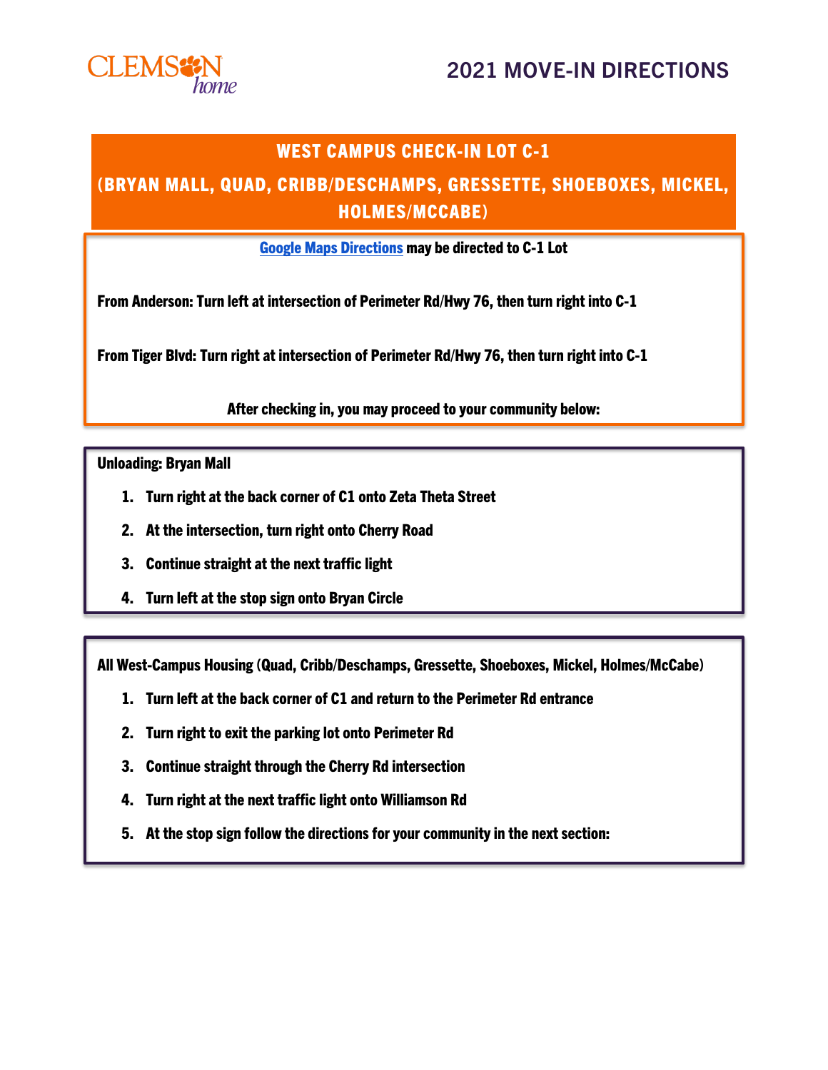# 2021 MOVE-IN DIRECTIONS

## WEST CAMPUS CHECK-IN LOT C-1

## (BRYAN MALL, QUAD, CRIBB/DESCHAMPS, GRESSETTE, SHOEBOXES, MICKEL, HOLMES/MCCABE)

**Google Maps Directions may be directed to C-1 Lot**

**From Anderson: Turn left at intersection of Perimeter Rd/Hwy 76, then turn right into C-1**

**From Tiger Blvd: Turn right at intersection of Perimeter Rd/Hwy 76, then turn right into C-1**

**After checking in, you may proceed to your community below:**

**Unloading: Bryan Mall**

1. Turn right at the back corner of C1 onto Zeta Theta Street
2. At the intersection, turn right onto Cherry Road
3. Continue straight at the next traffic light
4. Turn left at the stop sign onto Bryan Circle

**All West-Campus Housing (Quad, Cribb/Deschamps, Gressette, Shoeboxes, Mickel, Holmes/McCabe)**

1. Turn left at the back corner of C1 and return to the Perimeter Rd entrance
2. Turn right to exit the parking lot onto Perimeter Rd
3. Continue straight through the Cherry Rd intersection
4. Turn right at the next traffic light onto Williamson Rd
5. At the stop sign follow the directions for your community in the next section: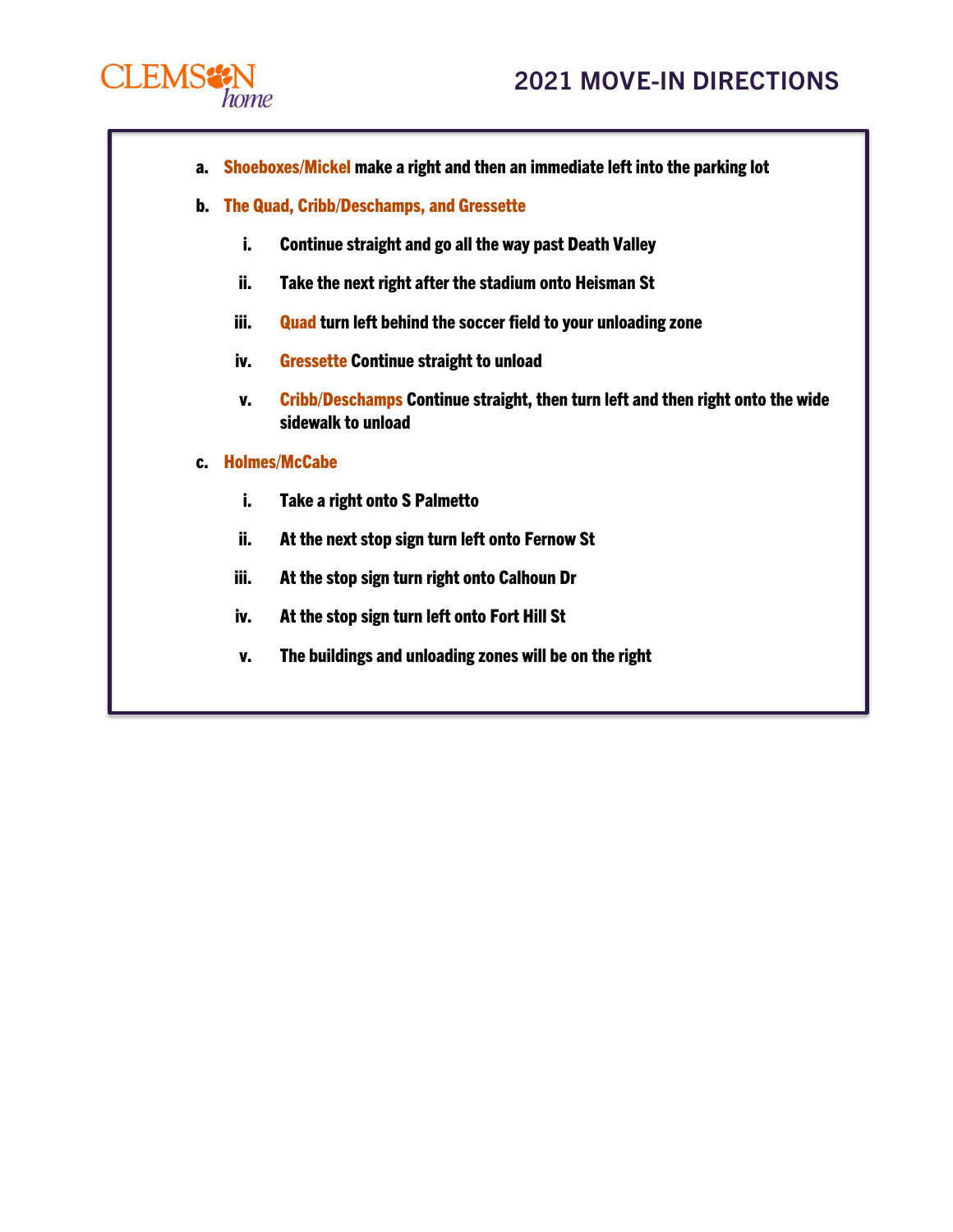# 2021 MOVE-IN DIRECTIONS

a. **Shoeboxes/Mickel** make a right and then an immediate left into the parking lot

b. **The Quad, Cribb/Deschamps, and Gressette**

   i. Continue straight and go all the way past Death Valley

   ii. Take the next right after the stadium onto Heisman St

   iii. **Quad** turn left behind the soccer field to your unloading zone

   iv. **Gressette** Continue straight to unload

   v. **Cribb/Deschamps** Continue straight, then turn left and then right onto the wide sidewalk to unload

c. **Holmes/McCabe**

   i. Take a right onto S Palmetto

   ii. At the next stop sign turn left onto Fernow St

   iii. At the stop sign turn right onto Calhoun Dr

   iv. At the stop sign turn left onto Fort Hill St

   v. The buildings and unloading zones will be on the right